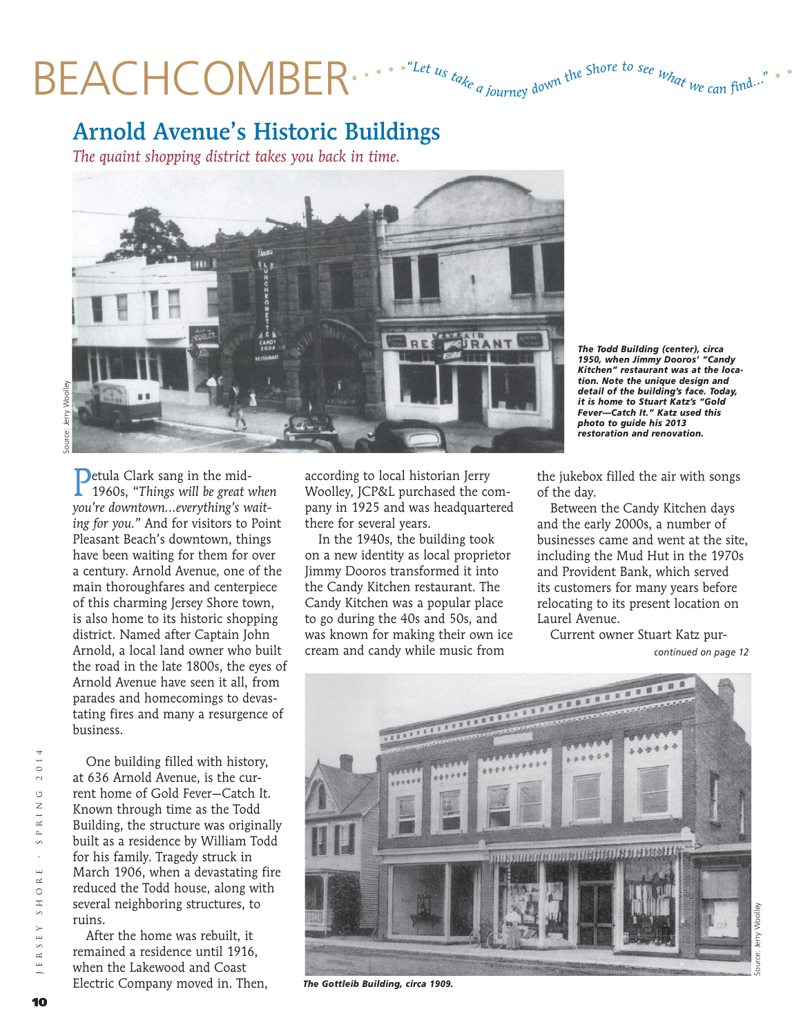# BEACHCOMBER

*"Let us take a journey down the Shore to see what we can find..."*

## Arnold Avenue's Historic Buildings

*The quaint shopping district takes you back in time.*

*The Todd Building (center), circa 1950, when Jimmy Dooros' "Candy Kitchen" restaurant was at the location. Note the unique design and detail of the building's face. Today, it is home to Stuart Katz's "Gold Fever—Catch It." Katz used this photo to guide his 2013 restoration and renovation.*

Source: Jerry Woolley

Petula Clark sang in the mid-1960s, *"Things will be great when you're downtown...everything's waiting for you."* And for visitors to Point Pleasant Beach's downtown, things have been waiting for them for over a century. Arnold Avenue, one of the main thoroughfares and centerpiece of this charming Jersey Shore town, is also home to its historic shopping district. Named after Captain John Arnold, a local land owner who built the road in the late 1800s, the eyes of Arnold Avenue have seen it all, from parades and homecomings to devastating fires and many a resurgence of business.

One building filled with history, at 636 Arnold Avenue, is the current home of Gold Fever—Catch It. Known through time as the Todd Building, the structure was originally built as a residence by William Todd for his family. Tragedy struck in March 1906, when a devastating fire reduced the Todd house, along with several neighboring structures, to ruins.

After the home was rebuilt, it remained a residence until 1916, when the Lakewood and Coast Electric Company moved in. Then, according to local historian Jerry Woolley, JCP&L purchased the company in 1925 and was headquartered there for several years.

In the 1940s, the building took on a new identity as local proprietor Jimmy Dooros transformed it into the Candy Kitchen restaurant. The Candy Kitchen was a popular place to go during the 40s and 50s, and was known for making their own ice cream and candy while music from the jukebox filled the air with songs of the day.

Between the Candy Kitchen days and the early 2000s, a number of businesses came and went at the site, including the Mud Hut in the 1970s and Provident Bank, which served its customers for many years before relocating to its present location on Laurel Avenue.

Current owner Stuart Katz pur-

*continued on page 12*

*The Gottleib Building, circa 1909.*

Source: Jerry Woolley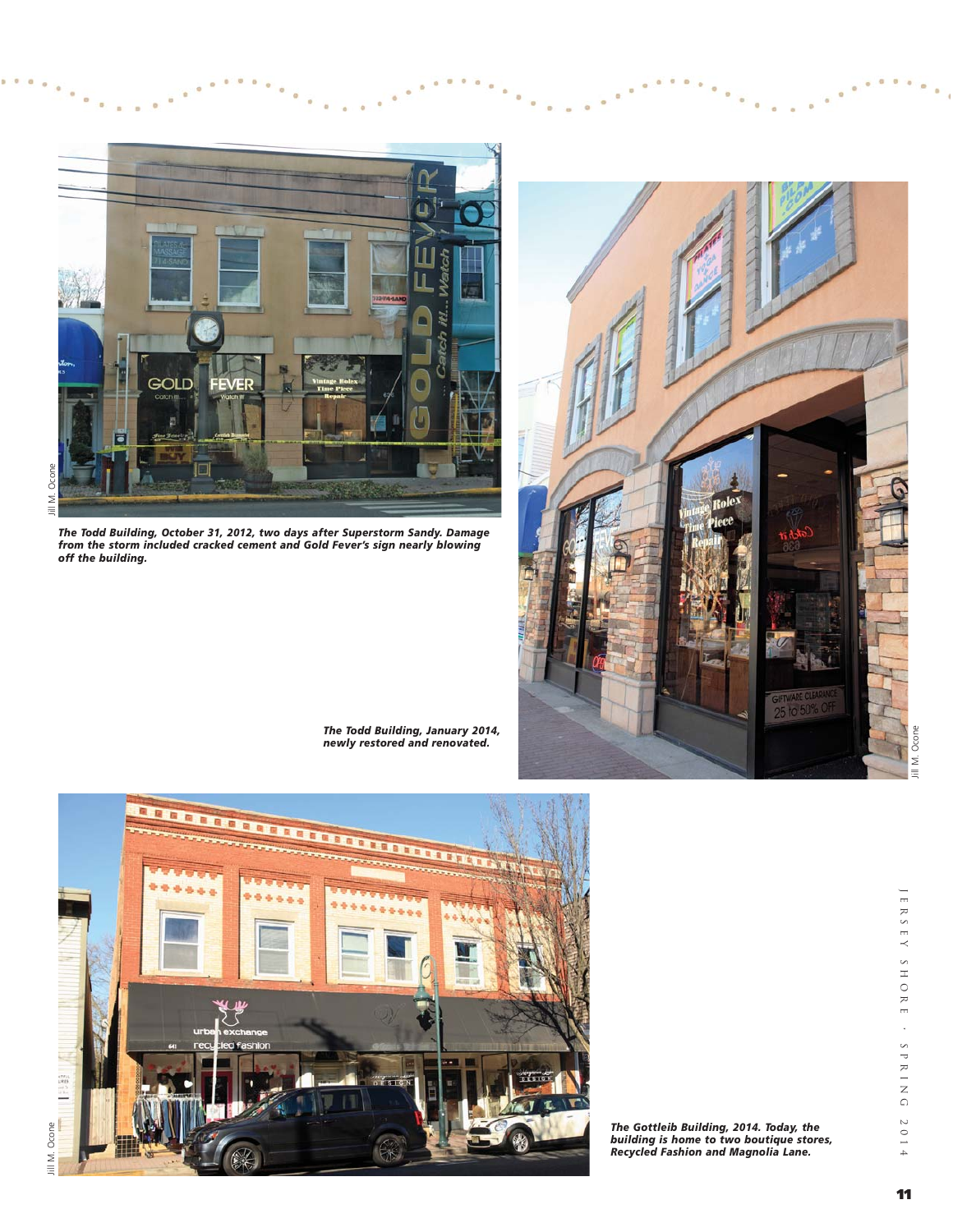Jill M. Ocone

*The Todd Building, October 31, 2012, two days after Superstorm Sandy. Damage from the storm included cracked cement and Gold Fever's sign nearly blowing off the building.*

*The Todd Building, January 2014, newly restored and renovated.*

Jill M. Ocone

Jill M. Ocone

*The Gottleib Building, 2014. Today, the building is home to two boutique stores, Recycled Fashion and Magnolia Lane.*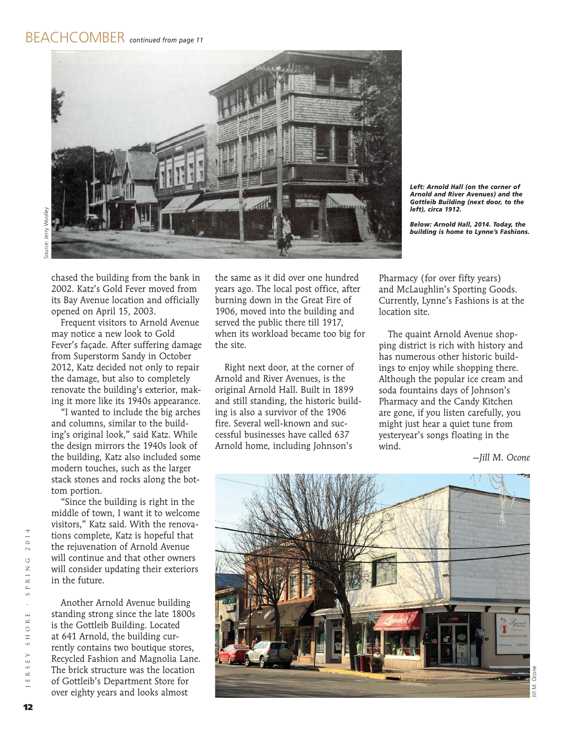# BEACHCOMBER *continued from page 11*

***Left: Arnold Hall (on the corner of Arnold and River Avenues) and the Gottleib Building (next door, to the left), circa 1912.***

***Below: Arnold Hall, 2014. Today, the building is home to Lynne's Fashions.***

chased the building from the bank in 2002. Katz's Gold Fever moved from its Bay Avenue location and officially opened on April 15, 2003.

Frequent visitors to Arnold Avenue may notice a new look to Gold Fever's façade. After suffering damage from Superstorm Sandy in October 2012, Katz decided not only to repair the damage, but also to completely renovate the building's exterior, making it more like its 1940s appearance.

"I wanted to include the big arches and columns, similar to the building's original look," said Katz. While the design mirrors the 1940s look of the building, Katz also included some modern touches, such as the larger stack stones and rocks along the bottom portion.

"Since the building is right in the middle of town, I want it to welcome visitors," Katz said. With the renovations complete, Katz is hopeful that the rejuvenation of Arnold Avenue will continue and that other owners will consider updating their exteriors in the future.

Another Arnold Avenue building standing strong since the late 1800s is the Gottleib Building. Located at 641 Arnold, the building currently contains two boutique stores, Recycled Fashion and Magnolia Lane. The brick structure was the location of Gottleib's Department Store for over eighty years and looks almost the same as it did over one hundred years ago. The local post office, after burning down in the Great Fire of 1906, moved into the building and served the public there till 1917, when its workload became too big for the site.

Right next door, at the corner of Arnold and River Avenues, is the original Arnold Hall. Built in 1899 and still standing, the historic building is also a survivor of the 1906 fire. Several well-known and successful businesses have called 637 Arnold home, including Johnson's Pharmacy (for over fifty years) and McLaughlin's Sporting Goods. Currently, Lynne's Fashions is at the location site.

The quaint Arnold Avenue shopping district is rich with history and has numerous other historic buildings to enjoy while shopping there. Although the popular ice cream and soda fountains days of Johnson's Pharmacy and the Candy Kitchen are gone, if you listen carefully, you might just hear a quiet tune from yesteryear's songs floating in the wind.

*—Jill M. Ocone*